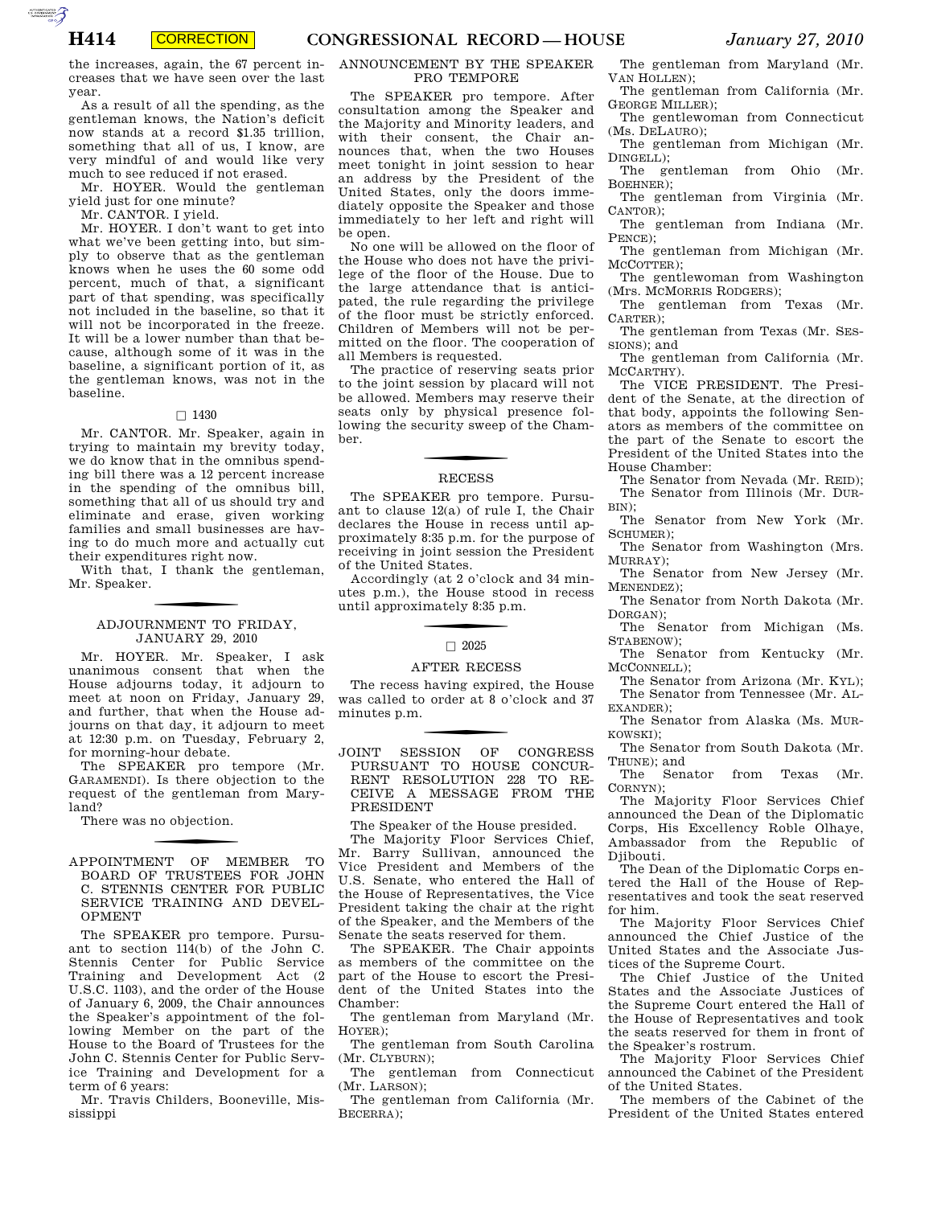the increases, again, the 67 percent increases that we have seen over the last year.

As a result of all the spending, as the gentleman knows, the Nation's deficit now stands at a record $1.35 trillion, something that all of us, I know, are very mindful of and would like very much to see reduced if not erased.

Mr. HOYER. Would the gentleman yield just for one minute?

Mr. CANTOR. I yield.

Mr. HOYER. I don't want to get into what we've been getting into, but simply to observe that as the gentleman knows when he uses the 60 some odd percent, much of that, a significant part of that spending, was specifically not included in the baseline, so that it will not be incorporated in the freeze. It will be a lower number than that because, although some of it was in the baseline, a significant portion of it, as the gentleman knows, was not in the baseline.

□ 1430

Mr. CANTOR. Mr. Speaker, again in trying to maintain my brevity today, we do know that in the omnibus spending bill there was a 12 percent increase in the spending of the omnibus bill, something that all of us should try and eliminate and erase, given working families and small businesses are having to do much more and actually cut their expenditures right now.

With that, I thank the gentleman, Mr. Speaker.

## ADJOURNMENT TO FRIDAY, JANUARY 29, 2010

Mr. HOYER. Mr. Speaker, I ask unanimous consent that when the House adjourns today, it adjourn to meet at noon on Friday, January 29, and further, that when the House adjourns on that day, it adjourn to meet at 12:30 p.m. on Tuesday, February 2, for morning-hour debate.

The SPEAKER pro tempore (Mr. GARAMENDI). Is there objection to the request of the gentleman from Maryland?

There was no objection.

## APPOINTMENT OF MEMBER TO BOARD OF TRUSTEES FOR JOHN C. STENNIS CENTER FOR PUBLIC SERVICE TRAINING AND DEVELOPMENT

The SPEAKER pro tempore. Pursuant to section 114(b) of the John C. Stennis Center for Public Service Training and Development Act (2 U.S.C. 1103), and the order of the House of January 6, 2009, the Chair announces the Speaker's appointment of the following Member on the part of the House to the Board of Trustees for the John C. Stennis Center for Public Service Training and Development for a term of 6 years:

Mr. Travis Childers, Booneville, Mississippi

## ANNOUNCEMENT BY THE SPEAKER PRO TEMPORE

The SPEAKER pro tempore. After consultation among the Speaker and the Majority and Minority leaders, and with their consent, the Chair announces that, when the two Houses meet tonight in joint session to hear an address by the President of the United States, only the doors immediately opposite the Speaker and those immediately to her left and right will be open.

No one will be allowed on the floor of the House who does not have the privilege of the floor of the House. Due to the large attendance that is anticipated, the rule regarding the privilege of the floor must be strictly enforced. Children of Members will not be permitted on the floor. The cooperation of all Members is requested.

The practice of reserving seats prior to the joint session by placard will not be allowed. Members may reserve their seats only by physical presence following the security sweep of the Chamber.

## RECESS

The SPEAKER pro tempore. Pursuant to clause 12(a) of rule I, the Chair declares the House in recess until approximately 8:35 p.m. for the purpose of receiving in joint session the President of the United States.

Accordingly (at 2 o'clock and 34 minutes p.m.), the House stood in recess until approximately 8:35 p.m.

□ 2025

## AFTER RECESS

The recess having expired, the House was called to order at 8 o'clock and 37 minutes p.m.

## JOINT SESSION OF CONGRESS PURSUANT TO HOUSE CONCURRENT RESOLUTION 228 TO RECEIVE A MESSAGE FROM THE PRESIDENT

The Speaker of the House presided.

The Majority Floor Services Chief, Mr. Barry Sullivan, announced the Vice President and Members of the U.S. Senate, who entered the Hall of the House of Representatives, the Vice President taking the chair at the right of the Speaker, and the Members of the Senate the seats reserved for them.

The SPEAKER. The Chair appoints as members of the committee on the part of the House to escort the President of the United States into the Chamber:

The gentleman from Maryland (Mr. HOYER);

The gentleman from South Carolina (Mr. CLYBURN);

The gentleman from Connecticut (Mr. LARSON);

The gentleman from California (Mr. BECERRA);

The gentleman from Maryland (Mr. VAN HOLLEN);

The gentleman from California (Mr. GEORGE MILLER);

The gentlewoman from Connecticut (Ms. DELAURO);

The gentleman from Michigan (Mr. DINGELL);

The gentleman from Ohio (Mr. BOEHNER);

The gentleman from Virginia (Mr. CANTOR);

The gentleman from Indiana (Mr. PENCE);

The gentleman from Michigan (Mr. MCCOTTER);

The gentlewoman from Washington (Mrs. MCMORRIS RODGERS);

The gentleman from Texas (Mr. CARTER);

The gentleman from Texas (Mr. SESSIONS); and

The gentleman from California (Mr. MCCARTHY).

The VICE PRESIDENT. The President of the Senate, at the direction of that body, appoints the following Senators as members of the committee on the part of the Senate to escort the President of the United States into the House Chamber:

The Senator from Nevada (Mr. REID);

The Senator from Illinois (Mr. DURBIN);

The Senator from New York (Mr. SCHUMER);

The Senator from Washington (Mrs. MURRAY);

The Senator from New Jersey (Mr. MENENDEZ);

The Senator from North Dakota (Mr. DORGAN);

The Senator from Michigan (Ms. STABENOW);

The Senator from Kentucky (Mr. MCCONNELL);

The Senator from Arizona (Mr. KYL);

The Senator from Tennessee (Mr. ALEXANDER);

The Senator from Alaska (Ms. MURKOWSKI);

The Senator from South Dakota (Mr. THUNE); and

The Senator from Texas (Mr. CORNYN);

The Majority Floor Services Chief announced the Dean of the Diplomatic Corps, His Excellency Roble Olhaye, Ambassador from the Republic of Djibouti.

The Dean of the Diplomatic Corps entered the Hall of the House of Representatives and took the seat reserved for him.

The Majority Floor Services Chief announced the Chief Justice of the United States and the Associate Justices of the Supreme Court.

The Chief Justice of the United States and the Associate Justices of the Supreme Court entered the Hall of the House of Representatives and took the seats reserved for them in front of the Speaker's rostrum.

The Majority Floor Services Chief announced the Cabinet of the President of the United States.

The members of the Cabinet of the President of the United States entered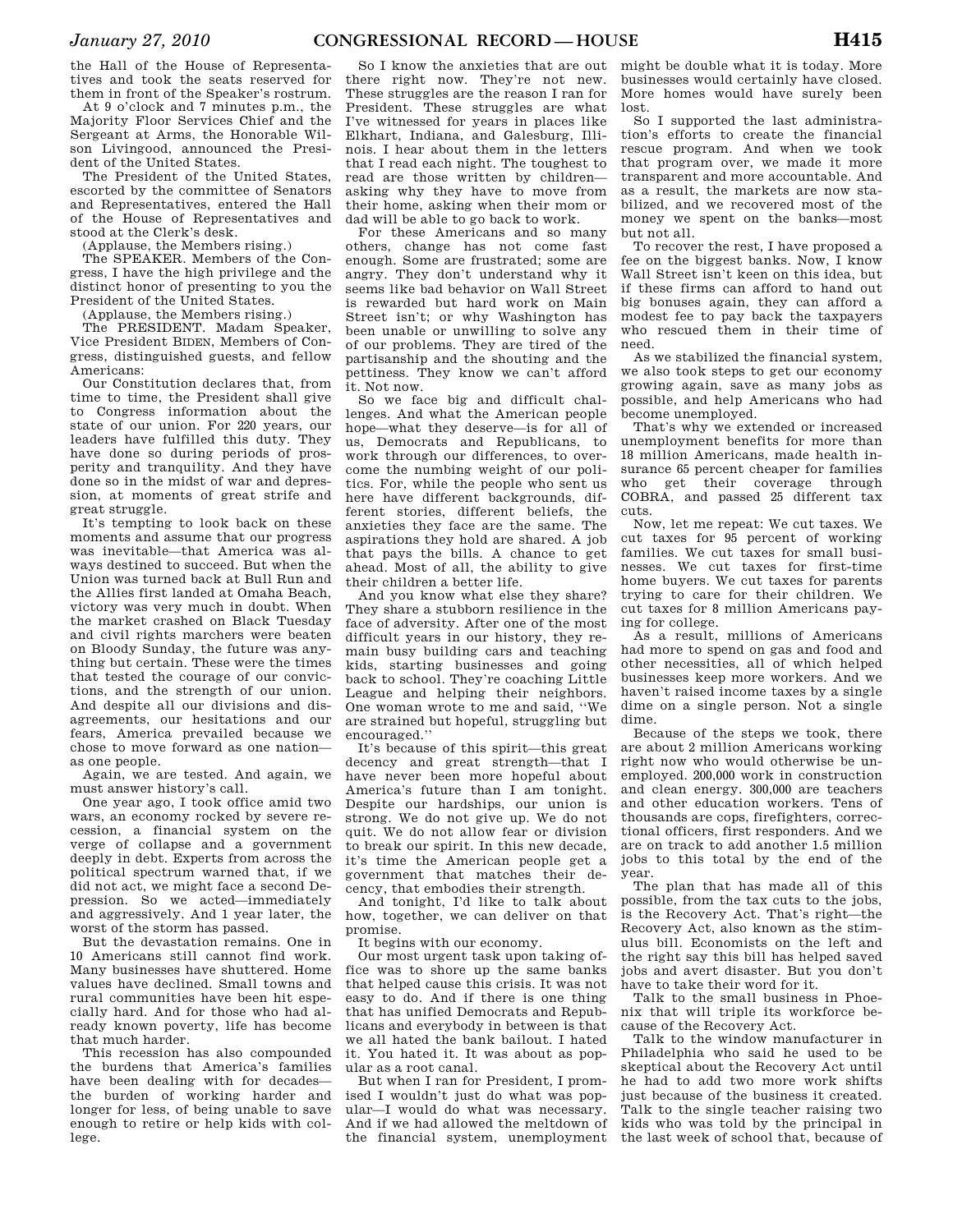the Hall of the House of Representatives and took the seats reserved for them in front of the Speaker's rostrum.

At 9 o'clock and 7 minutes p.m., the Majority Floor Services Chief and the Sergeant at Arms, the Honorable Wilson Livingood, announced the President of the United States.

The President of the United States, escorted by the committee of Senators and Representatives, entered the Hall of the House of Representatives and stood at the Clerk's desk.

(Applause, the Members rising.)

The SPEAKER. Members of the Congress, I have the high privilege and the distinct honor of presenting to you the President of the United States.

(Applause, the Members rising.)

The PRESIDENT. Madam Speaker, Vice President BIDEN, Members of Congress, distinguished guests, and fellow Americans:

Our Constitution declares that, from time to time, the President shall give to Congress information about the state of our union. For 220 years, our leaders have fulfilled this duty. They have done so during periods of prosperity and tranquility. And they have done so in the midst of war and depression, at moments of great strife and great struggle.

It's tempting to look back on these moments and assume that our progress was inevitable—that America was always destined to succeed. But when the Union was turned back at Bull Run and the Allies first landed at Omaha Beach, victory was very much in doubt. When the market crashed on Black Tuesday and civil rights marchers were beaten on Bloody Sunday, the future was anything but certain. These were the times that tested the courage of our convictions, and the strength of our union. And despite all our divisions and disagreements, our hesitations and our fears, America prevailed because we chose to move forward as one nation—as one people.

Again, we are tested. And again, we must answer history's call.

One year ago, I took office amid two wars, an economy rocked by severe recession, a financial system on the verge of collapse and a government deeply in debt. Experts from across the political spectrum warned that, if we did not act, we might face a second Depression. So we acted—immediately and aggressively. And 1 year later, the worst of the storm has passed.

But the devastation remains. One in 10 Americans still cannot find work. Many businesses have shuttered. Home values have declined. Small towns and rural communities have been hit especially hard. And for those who had already known poverty, life has become that much harder.

This recession has also compounded the burdens that America's families have been dealing with for decades—the burden of working harder and longer for less, of being unable to save enough to retire or help kids with college.

So I know the anxieties that are out there right now. They're not new. These struggles are the reason I ran for President. These struggles are what I've witnessed for years in places like Elkhart, Indiana, and Galesburg, Illinois. I hear about them in the letters that I read each night. The toughest to read are those written by children—asking why they have to move from their home, asking when their mom or dad will be able to go back to work.

For these Americans and so many others, change has not come fast enough. Some are frustrated; some are angry. They don't understand why it seems like bad behavior on Wall Street is rewarded but hard work on Main Street isn't; or why Washington has been unable or unwilling to solve any of our problems. They are tired of the partisanship and the shouting and the pettiness. They know we can't afford it. Not now.

So we face big and difficult challenges. And what the American people hope—what they deserve—is for all of us, Democrats and Republicans, to work through our differences, to overcome the numbing weight of our politics. For, while the people who sent us here have different backgrounds, different stories, different beliefs, the anxieties they face are the same. The aspirations they hold are shared. A job that pays the bills. A chance to get ahead. Most of all, the ability to give their children a better life.

And you know what else they share? They share a stubborn resilience in the face of adversity. After one of the most difficult years in our history, they remain busy building cars and teaching kids, starting businesses and going back to school. They're coaching Little League and helping their neighbors. One woman wrote to me and said, ''We are strained but hopeful, struggling but encouraged.''

It's because of this spirit—this great decency and great strength—that I have never been more hopeful about America's future than I am tonight. Despite our hardships, our union is strong. We do not give up. We do not quit. We do not allow fear or division to break our spirit. In this new decade, it's time the American people get a government that matches their decency, that embodies their strength.

And tonight, I'd like to talk about how, together, we can deliver on that promise.

It begins with our economy.

Our most urgent task upon taking office was to shore up the same banks that helped cause this crisis. It was not easy to do. And if there is one thing that has unified Democrats and Republicans and everybody in between is that we all hated the bank bailout. I hated it. You hated it. It was about as popular as a root canal.

But when I ran for President, I promised I wouldn't just do what was popular—I would do what was necessary. And if we had allowed the meltdown of the financial system, unemployment might be double what it is today. More businesses would certainly have closed. More homes would have surely been lost.

So I supported the last administration's efforts to create the financial rescue program. And when we took that program over, we made it more transparent and more accountable. And as a result, the markets are now stabilized, and we recovered most of the money we spent on the banks—most but not all.

To recover the rest, I have proposed a fee on the biggest banks. Now, I know Wall Street isn't keen on this idea, but if these firms can afford to hand out big bonuses again, they can afford a modest fee to pay back the taxpayers who rescued them in their time of need.

As we stabilized the financial system, we also took steps to get our economy growing again, save as many jobs as possible, and help Americans who had become unemployed.

That's why we extended or increased unemployment benefits for more than 18 million Americans, made health insurance 65 percent cheaper for families who get their coverage through COBRA, and passed 25 different tax cuts.

Now, let me repeat: We cut taxes. We cut taxes for 95 percent of working families. We cut taxes for small businesses. We cut taxes for first-time home buyers. We cut taxes for parents trying to care for their children. We cut taxes for 8 million Americans paying for college.

As a result, millions of Americans had more to spend on gas and food and other necessities, all of which helped businesses keep more workers. And we haven't raised income taxes by a single dime on a single person. Not a single dime.

Because of the steps we took, there are about 2 million Americans working right now who would otherwise be unemployed. 200,000 work in construction and clean energy. 300,000 are teachers and other education workers. Tens of thousands are cops, firefighters, correctional officers, first responders. And we are on track to add another 1.5 million jobs to this total by the end of the year.

The plan that has made all of this possible, from the tax cuts to the jobs, is the Recovery Act. That's right—the Recovery Act, also known as the stimulus bill. Economists on the left and the right say this bill has helped saved jobs and avert disaster. But you don't have to take their word for it.

Talk to the small business in Phoenix that will triple its workforce because of the Recovery Act.

Talk to the window manufacturer in Philadelphia who said he used to be skeptical about the Recovery Act until he had to add two more work shifts just because of the business it created. Talk to the single teacher raising two kids who was told by the principal in the last week of school that, because of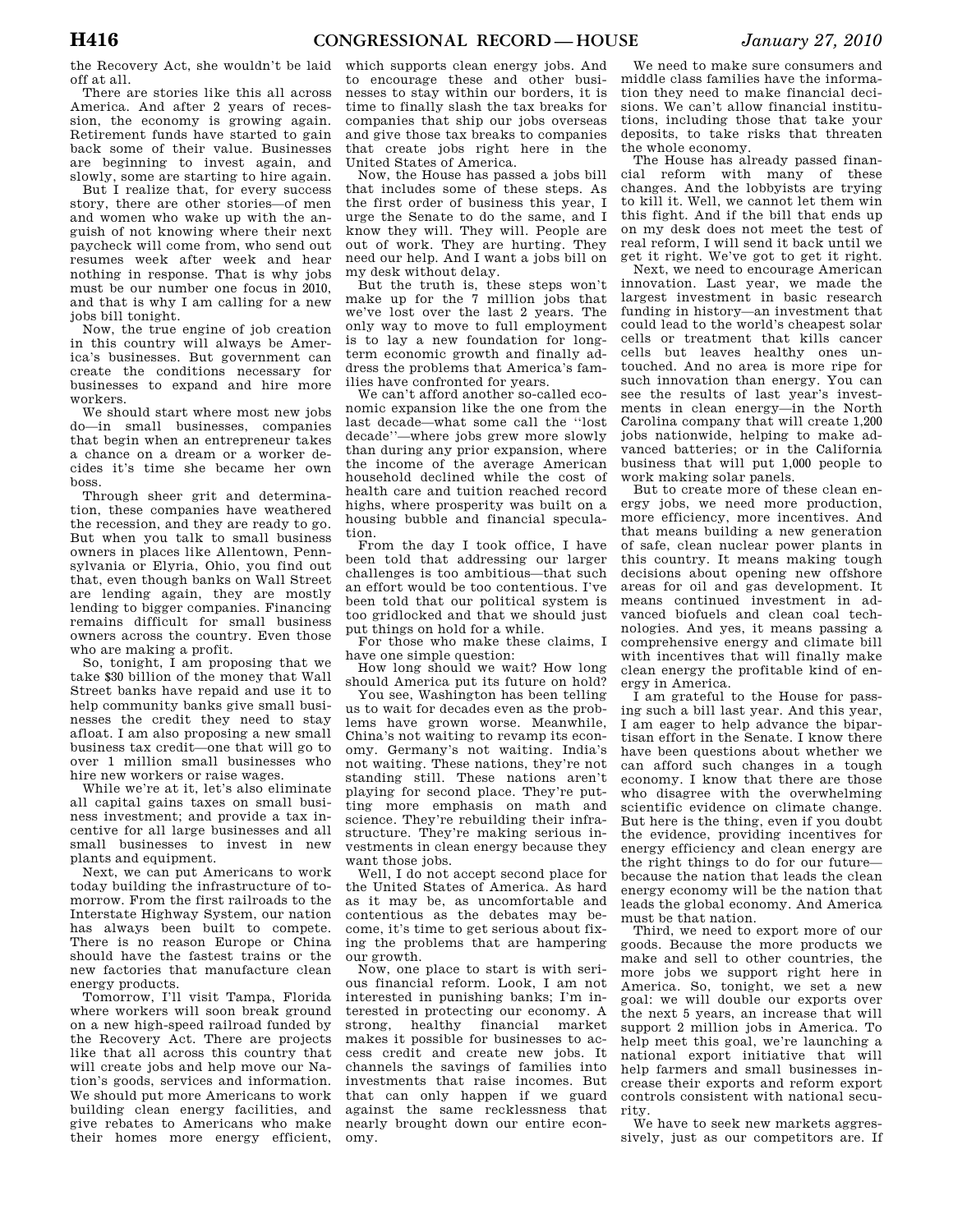the Recovery Act, she wouldn't be laid off at all.

There are stories like this all across America. And after 2 years of recession, the economy is growing again. Retirement funds have started to gain back some of their value. Businesses are beginning to invest again, and slowly, some are starting to hire again.

But I realize that, for every success story, there are other stories—of men and women who wake up with the anguish of not knowing where their next paycheck will come from, who send out resumes week after week and hear nothing in response. That is why jobs must be our number one focus in 2010, and that is why I am calling for a new jobs bill tonight.

Now, the true engine of job creation in this country will always be America's businesses. But government can create the conditions necessary for businesses to expand and hire more workers.

We should start where most new jobs do—in small businesses, companies that begin when an entrepreneur takes a chance on a dream or a worker decides it's time she became her own boss.

Through sheer grit and determination, these companies have weathered the recession, and they are ready to go. But when you talk to small business owners in places like Allentown, Pennsylvania or Elyria, Ohio, you find out that, even though banks on Wall Street are lending again, they are mostly lending to bigger companies. Financing remains difficult for small business owners across the country. Even those who are making a profit.

So, tonight, I am proposing that we take $30 billion of the money that Wall Street banks have repaid and use it to help community banks give small businesses the credit they need to stay afloat. I am also proposing a new small business tax credit—one that will go to over 1 million small businesses who hire new workers or raise wages.

While we're at it, let's also eliminate all capital gains taxes on small business investment; and provide a tax incentive for all large businesses and all small businesses to invest in new plants and equipment.

Next, we can put Americans to work today building the infrastructure of tomorrow. From the first railroads to the Interstate Highway System, our nation has always been built to compete. There is no reason Europe or China should have the fastest trains or the new factories that manufacture clean energy products.

Tomorrow, I'll visit Tampa, Florida where workers will soon break ground on a new high-speed railroad funded by the Recovery Act. There are projects like that all across this country that will create jobs and help move our Nation's goods, services and information. We should put more Americans to work building clean energy facilities, and give rebates to Americans who make their homes more energy efficient, which supports clean energy jobs. And to encourage these and other businesses to stay within our borders, it is time to finally slash the tax breaks for companies that ship our jobs overseas and give those tax breaks to companies that create jobs right here in the United States of America.

Now, the House has passed a jobs bill that includes some of these steps. As the first order of business this year, I urge the Senate to do the same, and I know they will. They will. People are out of work. They are hurting. They need our help. And I want a jobs bill on my desk without delay.

But the truth is, these steps won't make up for the 7 million jobs that we've lost over the last 2 years. The only way to move to full employment is to lay a new foundation for long-term economic growth and finally address the problems that America's families have confronted for years.

We can't afford another so-called economic expansion like the one from the last decade—what some call the "lost decade"—where jobs grew more slowly than during any prior expansion, where the income of the average American household declined while the cost of health care and tuition reached record highs, where prosperity was built on a housing bubble and financial speculation.

From the day I took office, I have been told that addressing our larger challenges is too ambitious—that such an effort would be too contentious. I've been told that our political system is too gridlocked and that we should just put things on hold for a while.

For those who make these claims, I have one simple question:

How long should we wait? How long should America put its future on hold?

You see, Washington has been telling us to wait for decades even as the problems have grown worse. Meanwhile, China's not waiting to revamp its economy. Germany's not waiting. India's not waiting. These nations, they're not standing still. These nations aren't playing for second place. They're putting more emphasis on math and science. They're rebuilding their infrastructure. They're making serious investments in clean energy because they want those jobs.

Well, I do not accept second place for the United States of America. As hard as it may be, as uncomfortable and contentious as the debates may become, it's time to get serious about fixing the problems that are hampering our growth.

Now, one place to start is with serious financial reform. Look, I am not interested in punishing banks; I'm interested in protecting our economy. A strong, healthy financial market makes it possible for businesses to access credit and create new jobs. It channels the savings of families into investments that raise incomes. But that can only happen if we guard against the same recklessness that nearly brought down our entire economy.

We need to make sure consumers and middle class families have the information they need to make financial decisions. We can't allow financial institutions, including those that take your deposits, to take risks that threaten the whole economy.

The House has already passed financial reform with many of these changes. And the lobbyists are trying to kill it. Well, we cannot let them win this fight. And if the bill that ends up on my desk does not meet the test of real reform, I will send it back until we get it right. We've got to get it right.

Next, we need to encourage American innovation. Last year, we made the largest investment in basic research funding in history—an investment that could lead to the world's cheapest solar cells or treatment that kills cancer cells but leaves healthy ones untouched. And no area is more ripe for such innovation than energy. You can see the results of last year's investments in clean energy—in the North Carolina company that will create 1,200 jobs nationwide, helping to make advanced batteries; or in the California business that will put 1,000 people to work making solar panels.

But to create more of these clean energy jobs, we need more production, more efficiency, more incentives. And that means building a new generation of safe, clean nuclear power plants in this country. It means making tough decisions about opening new offshore areas for oil and gas development. It means continued investment in advanced biofuels and clean coal technologies. And yes, it means passing a comprehensive energy and climate bill with incentives that will finally make clean energy the profitable kind of energy in America.

I am grateful to the House for passing such a bill last year. And this year, I am eager to help advance the bipartisan effort in the Senate. I know there have been questions about whether we can afford such changes in a tough economy. I know that there are those who disagree with the overwhelming scientific evidence on climate change. But here is the thing, even if you doubt the evidence, providing incentives for energy efficiency and clean energy are the right things to do for our future—because the nation that leads the clean energy economy will be the nation that leads the global economy. And America must be that nation.

Third, we need to export more of our goods. Because the more products we make and sell to other countries, the more jobs we support right here in America. So, tonight, we set a new goal: we will double our exports over the next 5 years, an increase that will support 2 million jobs in America. To help meet this goal, we're launching a national export initiative that will help farmers and small businesses increase their exports and reform export controls consistent with national security.

We have to seek new markets aggressively, just as our competitors are. If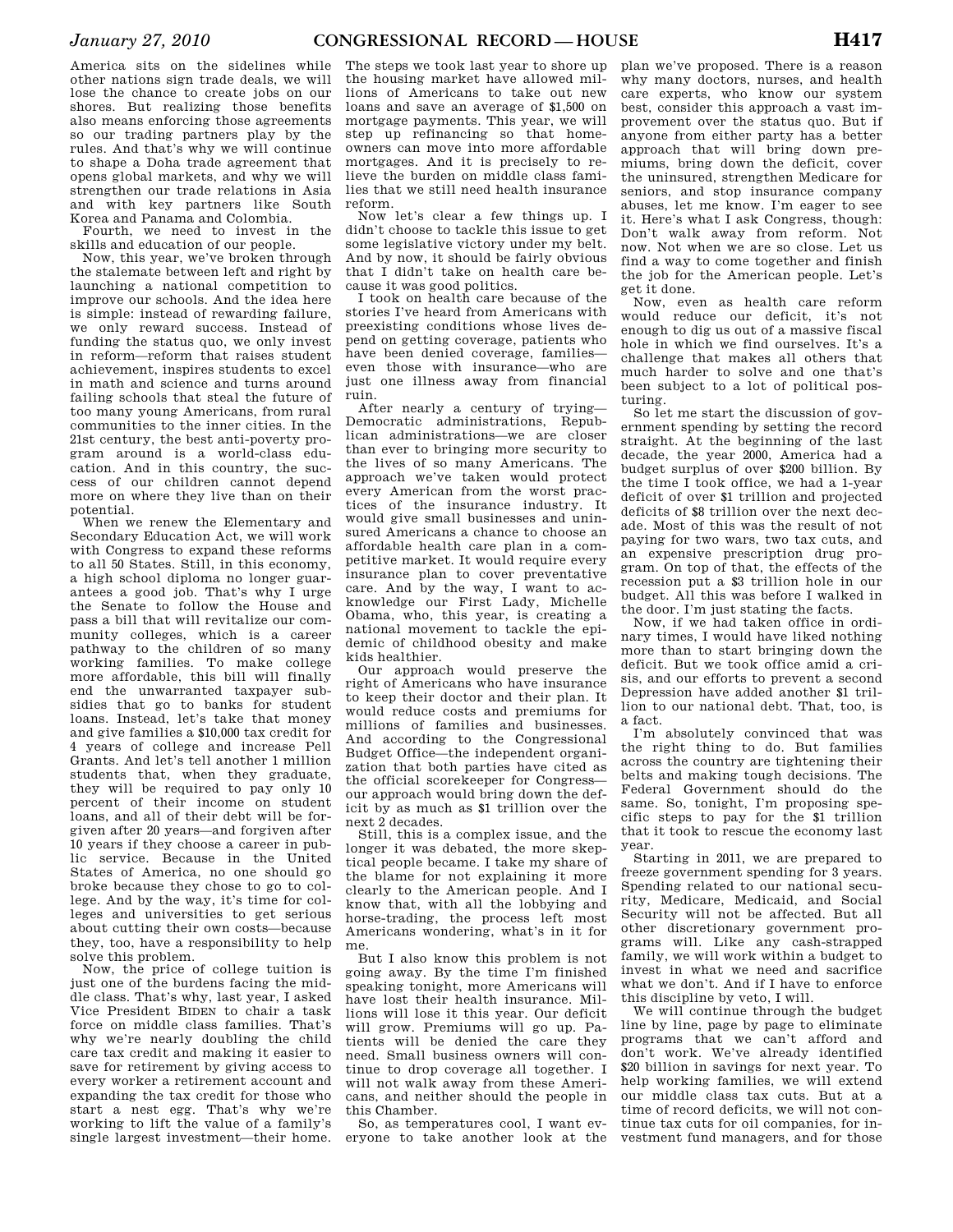America sits on the sidelines while other nations sign trade deals, we will lose the chance to create jobs on our shores. But realizing those benefits also means enforcing those agreements so our trading partners play by the rules. And that's why we will continue to shape a Doha trade agreement that opens global markets, and why we will strengthen our trade relations in Asia and with key partners like South Korea and Panama and Colombia.

Fourth, we need to invest in the skills and education of our people.

Now, this year, we've broken through the stalemate between left and right by launching a national competition to improve our schools. And the idea here is simple: instead of rewarding failure, we only reward success. Instead of funding the status quo, we only invest in reform—reform that raises student achievement, inspires students to excel in math and science and turns around failing schools that steal the future of too many young Americans, from rural communities to the inner cities. In the 21st century, the best anti-poverty program around is a world-class education. And in this country, the success of our children cannot depend more on where they live than on their potential.

When we renew the Elementary and Secondary Education Act, we will work with Congress to expand these reforms to all 50 States. Still, in this economy, a high school diploma no longer guarantees a good job. That's why I urge the Senate to follow the House and pass a bill that will revitalize our community colleges, which is a career pathway to the children of so many working families. To make college more affordable, this bill will finally end the unwarranted taxpayer subsidies that go to banks for student loans. Instead, let's take that money and give families a $10,000 tax credit for 4 years of college and increase Pell Grants. And let's tell another 1 million students that, when they graduate, they will be required to pay only 10 percent of their income on student loans, and all of their debt will be forgiven after 20 years—and forgiven after 10 years if they choose a career in public service. Because in the United States of America, no one should go broke because they chose to go to college. And by the way, it's time for colleges and universities to get serious about cutting their own costs—because they, too, have a responsibility to help solve this problem.

Now, the price of college tuition is just one of the burdens facing the middle class. That's why, last year, I asked Vice President BIDEN to chair a task force on middle class families. That's why we're nearly doubling the child care tax credit and making it easier to save for retirement by giving access to every worker a retirement account and expanding the tax credit for those who start a nest egg. That's why we're working to lift the value of a family's single largest investment—their home. The steps we took last year to shore up the housing market have allowed millions of Americans to take out new loans and save an average of $1,500 on mortgage payments. This year, we will step up refinancing so that homeowners can move into more affordable mortgages. And it is precisely to relieve the burden on middle class families that we still need health insurance reform.

Now let's clear a few things up. I didn't choose to tackle this issue to get some legislative victory under my belt. And by now, it should be fairly obvious that I didn't take on health care because it was good politics.

I took on health care because of the stories I've heard from Americans with preexisting conditions whose lives depend on getting coverage, patients who have been denied coverage, families—even those with insurance—who are just one illness away from financial ruin.

After nearly a century of trying—Democratic administrations, Republican administrations—we are closer than ever to bringing more security to the lives of so many Americans. The approach we've taken would protect every American from the worst practices of the insurance industry. It would give small businesses and uninsured Americans a chance to choose an affordable health care plan in a competitive market. It would require every insurance plan to cover preventative care. And by the way, I want to acknowledge our First Lady, Michelle Obama, who, this year, is creating a national movement to tackle the epidemic of childhood obesity and make kids healthier.

Our approach would preserve the right of Americans who have insurance to keep their doctor and their plan. It would reduce costs and premiums for millions of families and businesses. And according to the Congressional Budget Office—the independent organization that both parties have cited as the official scorekeeper for Congress—our approach would bring down the deficit by as much as $1 trillion over the next 2 decades.

Still, this is a complex issue, and the longer it was debated, the more skeptical people became. I take my share of the blame for not explaining it more clearly to the American people. And I know that, with all the lobbying and horse-trading, the process left most Americans wondering, what's in it for me.

But I also know this problem is not going away. By the time I'm finished speaking tonight, more Americans will have lost their health insurance. Millions will lose it this year. Our deficit will grow. Premiums will go up. Patients will be denied the care they need. Small business owners will continue to drop coverage all together. I will not walk away from these Americans, and neither should the people in this Chamber.

So, as temperatures cool, I want everyone to take another look at the plan we've proposed. There is a reason why many doctors, nurses, and health care experts, who know our system best, consider this approach a vast improvement over the status quo. But if anyone from either party has a better approach that will bring down premiums, bring down the deficit, cover the uninsured, strengthen Medicare for seniors, and stop insurance company abuses, let me know. I'm eager to see it. Here's what I ask Congress, though: Don't walk away from reform. Not now. Not when we are so close. Let us find a way to come together and finish the job for the American people. Let's get it done.

Now, even as health care reform would reduce our deficit, it's not enough to dig us out of a massive fiscal hole in which we find ourselves. It's a challenge that makes all others that much harder to solve and one that's been subject to a lot of political posturing.

So let me start the discussion of government spending by setting the record straight. At the beginning of the last decade, the year 2000, America had a budget surplus of over $200 billion. By the time I took office, we had a 1-year deficit of over $1 trillion and projected deficits of $8 trillion over the next decade. Most of this was the result of not paying for two wars, two tax cuts, and an expensive prescription drug program. On top of that, the effects of the recession put a $3 trillion hole in our budget. All this was before I walked in the door. I'm just stating the facts.

Now, if we had taken office in ordinary times, I would have liked nothing more than to start bringing down the deficit. But we took office amid a crisis, and our efforts to prevent a second Depression have added another $1 trillion to our national debt. That, too, is a fact.

I'm absolutely convinced that was the right thing to do. But families across the country are tightening their belts and making tough decisions. The Federal Government should do the same. So, tonight, I'm proposing specific steps to pay for the $1 trillion that it took to rescue the economy last year.

Starting in 2011, we are prepared to freeze government spending for 3 years. Spending related to our national security, Medicare, Medicaid, and Social Security will not be affected. But all other discretionary government programs will. Like any cash-strapped family, we will work within a budget to invest in what we need and sacrifice what we don't. And if I have to enforce this discipline by veto, I will.

We will continue through the budget line by line, page by page to eliminate programs that we can't afford and don't work. We've already identified $20 billion in savings for next year. To help working families, we will extend our middle class tax cuts. But at a time of record deficits, we will not continue tax cuts for oil companies, for investment fund managers, and for those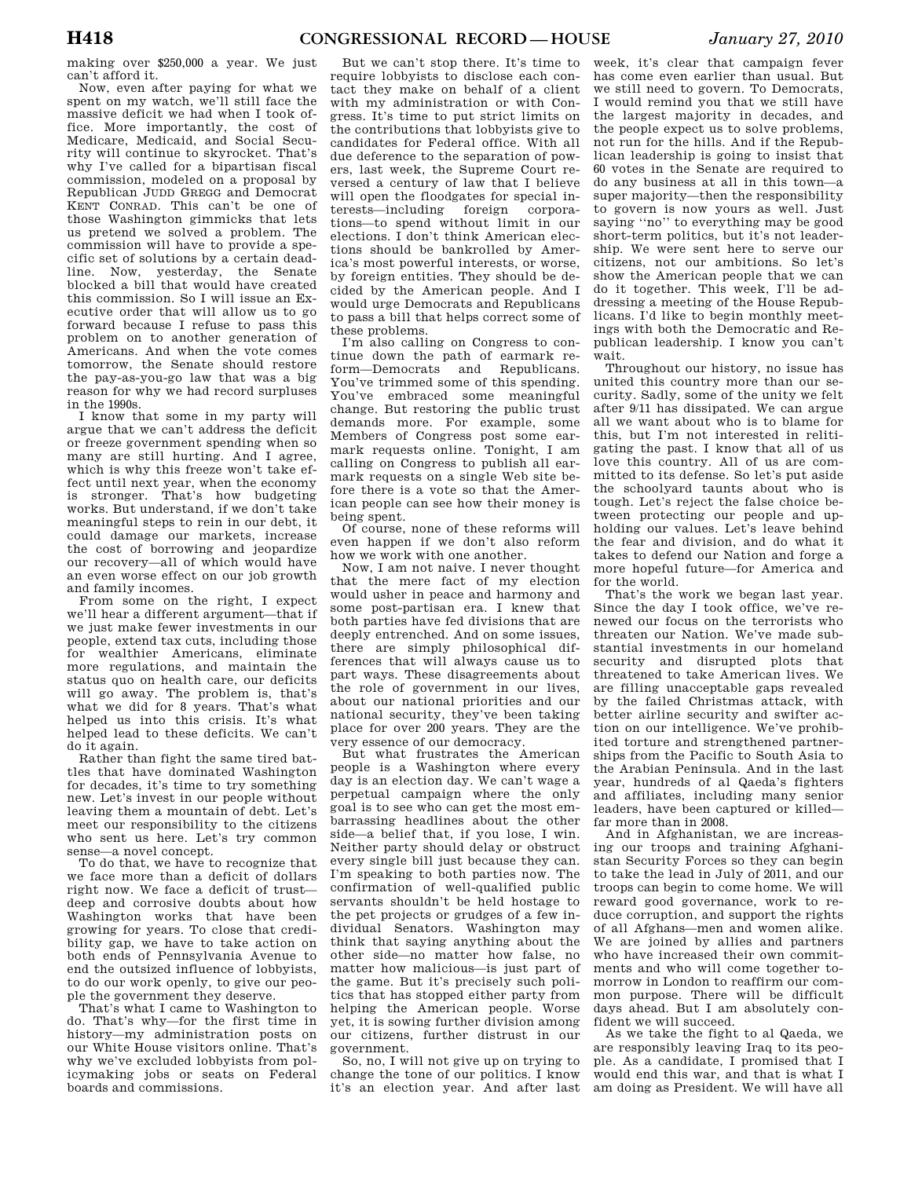making over $250,000 a year. We just can't afford it.

Now, even after paying for what we spent on my watch, we'll still face the massive deficit we had when I took office. More importantly, the cost of Medicare, Medicaid, and Social Security will continue to skyrocket. That's why I've called for a bipartisan fiscal commission, modeled on a proposal by Republican JUDD GREGG and Democrat KENT CONRAD. This can't be one of those Washington gimmicks that lets us pretend we solved a problem. The commission will have to provide a specific set of solutions by a certain deadline. Now, yesterday, the Senate blocked a bill that would have created this commission. So I will issue an Executive order that will allow us to go forward because I refuse to pass this problem on to another generation of Americans. And when the vote comes tomorrow, the Senate should restore the pay-as-you-go law that was a big reason for why we had record surpluses in the 1990s.

I know that some in my party will argue that we can't address the deficit or freeze government spending when so many are still hurting. And I agree, which is why this freeze won't take effect until next year, when the economy is stronger. That's how budgeting works. But understand, if we don't take meaningful steps to rein in our debt, it could damage our markets, increase the cost of borrowing and jeopardize our recovery—all of which would have an even worse effect on our job growth and family incomes.

From some on the right, I expect we'll hear a different argument—that if we just make fewer investments in our people, extend tax cuts, including those for wealthier Americans, eliminate more regulations, and maintain the status quo on health care, our deficits will go away. The problem is, that's what we did for 8 years. That's what helped us into this crisis. It's what helped lead to these deficits. We can't do it again.

Rather than fight the same tired battles that have dominated Washington for decades, it's time to try something new. Let's invest in our people without leaving them a mountain of debt. Let's meet our responsibility to the citizens who sent us here. Let's try common sense—a novel concept.

To do that, we have to recognize that we face more than a deficit of dollars right now. We face a deficit of trust—deep and corrosive doubts about how Washington works that have been growing for years. To close that credibility gap, we have to take action on both ends of Pennsylvania Avenue to end the outsized influence of lobbyists, to do our work openly, to give our people the government they deserve.

That's what I came to Washington to do. That's why—for the first time in history—my administration posts on our White House visitors online. That's why we've excluded lobbyists from policymaking jobs or seats on Federal boards and commissions.

But we can't stop there. It's time to require lobbyists to disclose each contact they make on behalf of a client with my administration or with Congress. It's time to put strict limits on the contributions that lobbyists give to candidates for Federal office. With all due deference to the separation of powers, last week, the Supreme Court reversed a century of law that I believe will open the floodgates for special interests—including foreign corporations—to spend without limit in our elections. I don't think American elections should be bankrolled by America's most powerful interests, or worse, by foreign entities. They should be decided by the American people. And I would urge Democrats and Republicans to pass a bill that helps correct some of these problems.

I'm also calling on Congress to continue down the path of earmark reform—Democrats and Republicans. You've trimmed some of this spending. You've embraced some meaningful change. But restoring the public trust demands more. For example, some Members of Congress post some earmark requests online. Tonight, I am calling on Congress to publish all earmark requests on a single Web site before there is a vote so that the American people can see how their money is being spent.

Of course, none of these reforms will even happen if we don't also reform how we work with one another.

Now, I am not naive. I never thought that the mere fact of my election would usher in peace and harmony and some post-partisan era. I knew that both parties have fed divisions that are deeply entrenched. And on some issues, there are simply philosophical differences that will always cause us to part ways. These disagreements about the role of government in our lives, about our national priorities and our national security, they've been taking place for over 200 years. They are the very essence of our democracy.

But what frustrates the American people is a Washington where every day is an election day. We can't wage a perpetual campaign where the only goal is to see who can get the most embarrassing headlines about the other side—a belief that, if you lose, I win. Neither party should delay or obstruct every single bill just because they can. I'm speaking to both parties now. The confirmation of well-qualified public servants shouldn't be held hostage to the pet projects or grudges of a few individual Senators. Washington may think that saying anything about the other side—no matter how false, no matter how malicious—is just part of the game. But it's precisely such politics that has stopped either party from helping the American people. Worse yet, it is sowing further division among our citizens, further distrust in our government.

So, no, I will not give up on trying to change the tone of our politics. I know it's an election year. And after last week, it's clear that campaign fever has come even earlier than usual. But we still need to govern. To Democrats, I would remind you that we still have the largest majority in decades, and the people expect us to solve problems, not run for the hills. And if the Republican leadership is going to insist that 60 votes in the Senate are required to do any business at all in this town—a super majority—then the responsibility to govern is now yours as well. Just saying "no" to everything may be good short-term politics, but it's not leadership. We were sent here to serve our citizens, not our ambitions. So let's show the American people that we can do it together. This week, I'll be addressing a meeting of the House Republicans. I'd like to begin monthly meetings with both the Democratic and Republican leadership. I know you can't wait.

Throughout our history, no issue has united this country more than our security. Sadly, some of the unity we felt after 9/11 has dissipated. We can argue all we want about who is to blame for this, but I'm not interested in relitigating the past. I know that all of us love this country. All of us are committed to its defense. So let's put aside the schoolyard taunts about who is tough. Let's reject the false choice between protecting our people and upholding our values. Let's leave behind the fear and division, and do what it takes to defend our Nation and forge a more hopeful future—for America and for the world.

That's the work we began last year. Since the day I took office, we've renewed our focus on the terrorists who threaten our Nation. We've made substantial investments in our homeland security and disrupted plots that threatened to take American lives. We are filling unacceptable gaps revealed by the failed Christmas attack, with better airline security and swifter action on our intelligence. We've prohibited torture and strengthened partnerships from the Pacific to South Asia to the Arabian Peninsula. And in the last year, hundreds of al Qaeda's fighters and affiliates, including many senior leaders, have been captured or killed—far more than in 2008.

And in Afghanistan, we are increasing our troops and training Afghanistan Security Forces so they can begin to take the lead in July of 2011, and our troops can begin to come home. We will reward good governance, work to reduce corruption, and support the rights of all Afghans—men and women alike. We are joined by allies and partners who have increased their own commitments and who will come together tomorrow in London to reaffirm our common purpose. There will be difficult days ahead. But I am absolutely confident we will succeed.

As we take the fight to al Qaeda, we are responsibly leaving Iraq to its people. As a candidate, I promised that I would end this war, and that is what I am doing as President. We will have all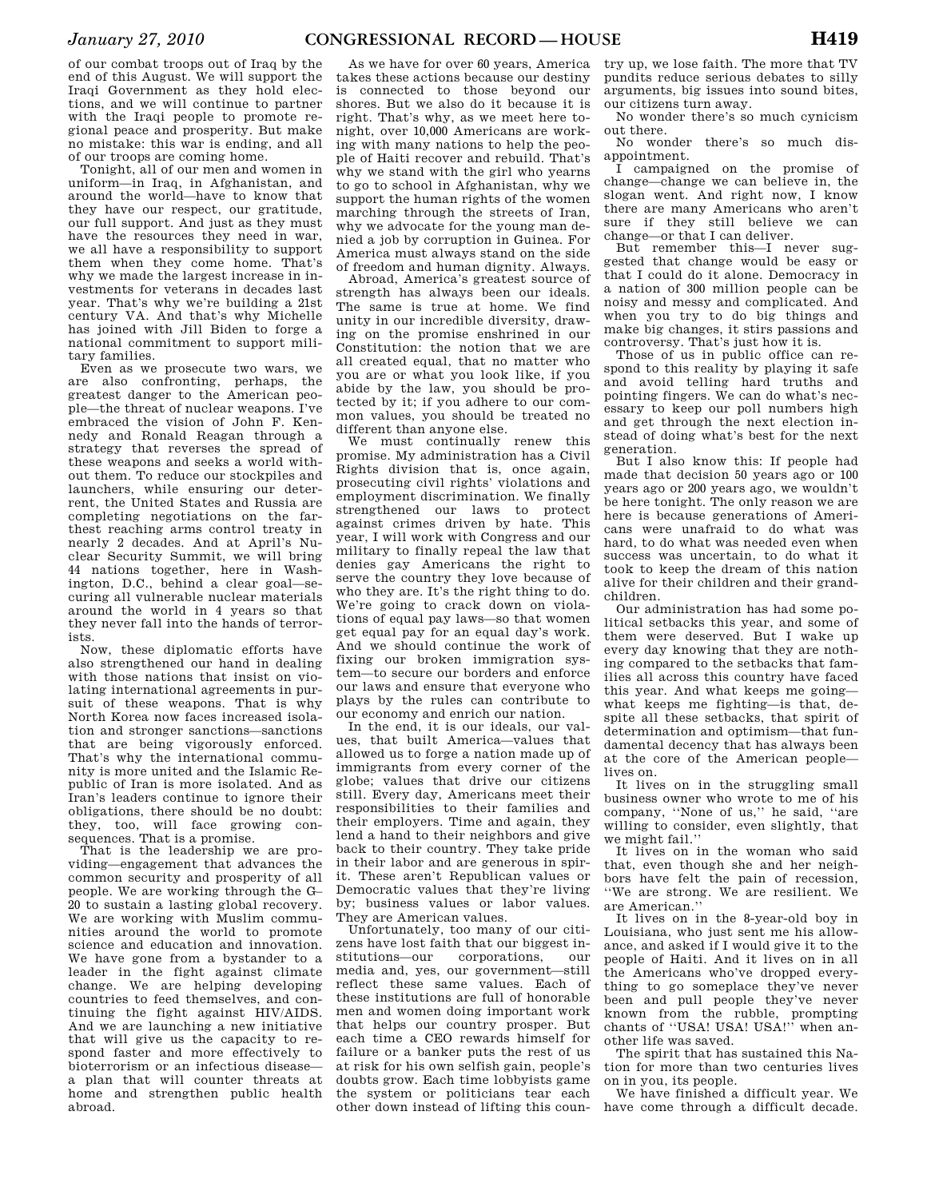of our combat troops out of Iraq by the end of this August. We will support the Iraqi Government as they hold elections, and we will continue to partner with the Iraqi people to promote regional peace and prosperity. But make no mistake: this war is ending, and all of our troops are coming home.

Tonight, all of our men and women in uniform—in Iraq, in Afghanistan, and around the world—have to know that they have our respect, our gratitude, our full support. And just as they must have the resources they need in war, we all have a responsibility to support them when they come home. That's why we made the largest increase in investments for veterans in decades last year. That's why we're building a 21st century VA. And that's why Michelle has joined with Jill Biden to forge a national commitment to support military families.

Even as we prosecute two wars, we are also confronting, perhaps, the greatest danger to the American people—the threat of nuclear weapons. I've embraced the vision of John F. Kennedy and Ronald Reagan through a strategy that reverses the spread of these weapons and seeks a world without them. To reduce our stockpiles and launchers, while ensuring our deterrent, the United States and Russia are completing negotiations on the farthest reaching arms control treaty in nearly 2 decades. And at April's Nuclear Security Summit, we will bring 44 nations together, here in Washington, D.C., behind a clear goal—securing all vulnerable nuclear materials around the world in 4 years so that they never fall into the hands of terrorists.

Now, these diplomatic efforts have also strengthened our hand in dealing with those nations that insist on violating international agreements in pursuit of these weapons. That is why North Korea now faces increased isolation and stronger sanctions—sanctions that are being vigorously enforced. That's why the international community is more united and the Islamic Republic of Iran is more isolated. And as Iran's leaders continue to ignore their obligations, there should be no doubt: they, too, will face growing consequences. That is a promise.

That is the leadership we are providing—engagement that advances the common security and prosperity of all people. We are working through the G–20 to sustain a lasting global recovery. We are working with Muslim communities around the world to promote science and education and innovation. We have gone from a bystander to a leader in the fight against climate change. We are helping developing countries to feed themselves, and continuing the fight against HIV/AIDS. And we are launching a new initiative that will give us the capacity to respond faster and more effectively to bioterrorism or an infectious disease—a plan that will counter threats at home and strengthen public health abroad.

As we have for over 60 years, America takes these actions because our destiny is connected to those beyond our shores. But we also do it because it is right. That's why, as we meet here tonight, over 10,000 Americans are working with many nations to help the people of Haiti recover and rebuild. That's why we stand with the girl who yearns to go to school in Afghanistan, why we support the human rights of the women marching through the streets of Iran, why we advocate for the young man denied a job by corruption in Guinea. For America must always stand on the side of freedom and human dignity. Always.

Abroad, America's greatest source of strength has always been our ideals. The same is true at home. We find unity in our incredible diversity, drawing on the promise enshrined in our Constitution: the notion that we are all created equal, that no matter who you are or what you look like, if you abide by the law, you should be protected by it; if you adhere to our common values, you should be treated no different than anyone else.

We must continually renew this promise. My administration has a Civil Rights division that is, once again, prosecuting civil rights' violations and employment discrimination. We finally strengthened our laws to protect against crimes driven by hate. This year, I will work with Congress and our military to finally repeal the law that denies gay Americans the right to serve the country they love because of who they are. It's the right thing to do. We're going to crack down on violations of equal pay laws—so that women get equal pay for an equal day's work. And we should continue the work of fixing our broken immigration system—to secure our borders and enforce our laws and ensure that everyone who plays by the rules can contribute to our economy and enrich our nation.

In the end, it is our ideals, our values, that built America—values that allowed us to forge a nation made up of immigrants from every corner of the globe; values that drive our citizens still. Every day, Americans meet their responsibilities to their families and their employers. Time and again, they lend a hand to their neighbors and give back to their country. They take pride in their labor and are generous in spirit. These aren't Republican values or Democratic values that they're living by; business values or labor values. They are American values.

Unfortunately, too many of our citizens have lost faith that our biggest institutions—our corporations, our media and, yes, our government—still reflect these same values. Each of these institutions are full of honorable men and women doing important work that helps our country prosper. But each time a CEO rewards himself for failure or a banker puts the rest of us at risk for his own selfish gain, people's doubts grow. Each time lobbyists game the system or politicians tear each other down instead of lifting this country up, we lose faith. The more that TV pundits reduce serious debates to silly arguments, big issues into sound bites, our citizens turn away.

No wonder there's so much cynicism out there.

No wonder there's so much disappointment.

I campaigned on the promise of change—change we can believe in, the slogan went. And right now, I know there are many Americans who aren't sure if they still believe we can change—or that I can deliver.

But remember this—I never suggested that change would be easy or that I could do it alone. Democracy in a nation of 300 million people can be noisy and messy and complicated. And when you try to do big things and make big changes, it stirs passions and controversy. That's just how it is.

Those of us in public office can respond to this reality by playing it safe and avoid telling hard truths and pointing fingers. We can do what's necessary to keep our poll numbers high and get through the next election instead of doing what's best for the next generation.

But I also know this: If people had made that decision 50 years ago or 100 years ago or 200 years ago, we wouldn't be here tonight. The only reason we are here is because generations of Americans were unafraid to do what was hard, to do what was needed even when success was uncertain, to do what it took to keep the dream of this nation alive for their children and their grandchildren.

Our administration has had some political setbacks this year, and some of them were deserved. But I wake up every day knowing that they are nothing compared to the setbacks that families all across this country have faced this year. And what keeps me going—what keeps me fighting—is that, despite all these setbacks, that spirit of determination and optimism—that fundamental decency that has always been at the core of the American people—lives on.

It lives on in the struggling small business owner who wrote to me of his company, "None of us," he said, "are willing to consider, even slightly, that we might fail."

It lives on in the woman who said that, even though she and her neighbors have felt the pain of recession, "We are strong. We are resilient. We are American."

It lives on in the 8-year-old boy in Louisiana, who just sent me his allowance, and asked if I would give it to the people of Haiti. And it lives on in all the Americans who've dropped everything to go someplace they've never been and pull people they've never known from the rubble, prompting chants of "USA! USA! USA!" when another life was saved.

The spirit that has sustained this Nation for more than two centuries lives on in you, its people.

We have finished a difficult year. We have come through a difficult decade.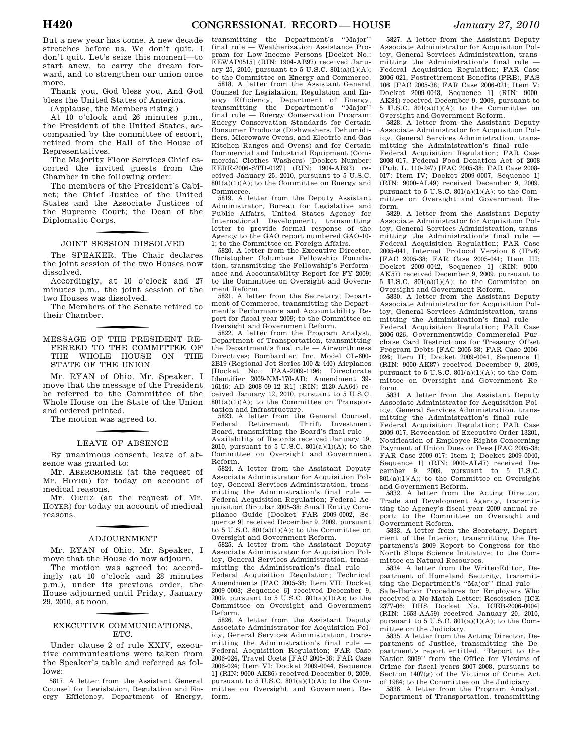But a new year has come. A new decade stretches before us. We don't quit. I don't quit. Let's seize this moment—to start anew, to carry the dream forward, and to strengthen our union once more.

Thank you. God bless you. And God bless the United States of America.

(Applause, the Members rising.)

At 10 o'clock and 26 minutes p.m., the President of the United States, accompanied by the committee of escort, retired from the Hall of the House of Representatives.

The Majority Floor Services Chief escorted the invited guests from the Chamber in the following order:

The members of the President's Cabinet; the Chief Justice of the United States and the Associate Justices of the Supreme Court; the Dean of the Diplomatic Corps.

## JOINT SESSION DISSOLVED

The SPEAKER. The Chair declares the joint session of the two Houses now dissolved.

Accordingly, at 10 o'clock and 27 minutes p.m., the joint session of the two Houses was dissolved.

The Members of the Senate retired to their Chamber.

## MESSAGE OF THE PRESIDENT REFERRED TO THE COMMITTEE OF THE WHOLE HOUSE ON THE STATE OF THE UNION

Mr. RYAN of Ohio. Mr. Speaker, I move that the message of the President be referred to the Committee of the Whole House on the State of the Union and ordered printed.

The motion was agreed to.

## LEAVE OF ABSENCE

By unanimous consent, leave of absence was granted to:

Mr. ABERCROMBIE (at the request of Mr. HOYER) for today on account of medical reasons.

Mr. ORTIZ (at the request of Mr. HOYER) for today on account of medical reasons.

## ADJOURNMENT

Mr. RYAN of Ohio. Mr. Speaker, I move that the House do now adjourn.

The motion was agreed to; accordingly (at 10 o'clock and 28 minutes p.m.), under its previous order, the House adjourned until Friday, January 29, 2010, at noon.

## EXECUTIVE COMMUNICATIONS, ETC.

Under clause 2 of rule XXIV, executive communications were taken from the Speaker's table and referred as follows:

5817. A letter from the Assistant General Counsel for Legislation, Regulation and Energy Efficiency, Department of Energy, transmitting the Department's ''Major'' final rule — Weatherization Assistance Program for Low-Income Persons [Docket No.: EEWAP0515] (RIN: 1904-AB97) received January 25, 2010, pursuant to 5 U.S.C. 801(a)(1)(A); to the Committee on Energy and Commerce.

5818. A letter from the Assistant General Counsel for Legislation, Regulation and Energy Efficiency, Department of Energy, transmitting the Department's ''Major'' final rule — Energy Conservation Program: Energy Conservation Standards for Certain Consumer Products (Dishwashers, Dehumidifiers, Microwave Ovens, and Electric and Gas Kitchen Ranges and Ovens) and for Certain Commercial and Industrial Equipment (Commercial Clothes Washers) [Docket Number: EERE-2006-STD-0127] (RIN: 1904-AB93) received January 25, 2010, pursuant to 5 U.S.C. 801(a)(1)(A); to the Committee on Energy and Commerce.

5819. A letter from the Deputy Assistant Administrator, Bureau for Legislative and Public Affairs, United States Agency for International Development, transmitting letter to provide formal response of the Agency to the GAO report numbered GAO-10-1; to the Committee on Foreign Affairs.

5820. A letter from the Executive Director, Christopher Columbus Fellowship Foundation, transmitting the Fellowship's Performance and Accountability Report for FY 2009; to the Committee on Oversight and Government Reform.

5821. A letter from the Secretary, Department of Commerce, transmitting the Department's Performance and Accountability Report for fiscal year 2009; to the Committee on Oversight and Government Reform.

5822. A letter from the Program Analyst, Department of Transportation, transmitting the Department's final rule — Airworthiness Directives; Bombardier, Inc. Model CL-600-2B19 (Regional Jet Series 100 & 440) Airplanes [Docket No.: FAA-2009-1196; Directorate Identifier 2009-NM-170-AD; Amendment 39-16146; AD 2008-09-12 R1] (RIN: 2120-AA64) received January 12, 2010, pursuant to 5 U.S.C. 801(a)(1)(A); to the Committee on Transportation and Infrastructure.

5823. A letter from the General Counsel, Federal Retirement Thrift Investment Board, transmitting the Board's final rule — Availability of Records received January 19, 2010, pursuant to 5 U.S.C. 801(a)(1)(A); to the Committee on Oversight and Government Reform.

5824. A letter from the Assistant Deputy Associate Administrator for Acquisition Policy, General Services Administration, transmitting the Administration's final rule — Federal Acquisition Regulation; Federal Acquisition Circular 2005-38; Small Entity Compliance Guide [Docket FAR 2009-0002, Sequence 9] received December 9, 2009, pursuant to 5 U.S.C. 801(a)(1)(A); to the Committee on Oversight and Government Reform.

5825. A letter from the Assistant Deputy Associate Administrator for Acquisition Policy, General Services Administration, transmitting the Administration's final rule — Federal Acquisition Regulation; Technical Amendments [FAC 2005-38; Item VII; Docket 2009-0003; Sequence 6] received December 9, 2009, pursuant to 5 U.S.C. 801(a)(1)(A); to the Committee on Oversight and Government Reform.

5826. A letter from the Assistant Deputy Associate Administrator for Acquisition Policy, General Services Administration, transmitting the Administration's final rule — Federal Acquisition Regulation; FAR Case 2006-024, Travel Costs [FAC 2005-38; FAR Case 2006-024; Item VI; Docket 2009-0044, Sequence 1] (RIN: 9000-AK86) received December 9, 2009, pursuant to 5 U.S.C. 801(a)(1)(A); to the Committee on Oversight and Government Reform.

5827. A letter from the Assistant Deputy Associate Administrator for Acquisition Policy, General Services Administration, transmitting the Administration's final rule — Federal Acquisition Regulation; FAR Case 2006-021, Postretirement Benefits (PRB), FAS 106 [FAC 2005-38; FAR Case 2006-021; Item V; Docket 2009-0043, Sequence 1] (RIN: 9000-AK84) received December 9, 2009, pursuant to 5 U.S.C. 801(a)(1)(A); to the Committee on Oversight and Government Reform.

5828. A letter from the Assistant Deputy Associate Administrator for Acquisition Policy, General Services Administration, transmitting the Administration's final rule — Federal Acquisition Regulation; FAR Case 2008-017, Federal Food Donation Act of 2008 (Pub. L. 110-247) [FAC 2005-38; FAR Case 2008-017; Item IV; Docket 2009-0007, Sequence 1] (RIN: 9000-AL49) received December 9, 2009, pursuant to 5 U.S.C. 801(a)(1)(A); to the Committee on Oversight and Government Reform.

5829. A letter from the Assistant Deputy Associate Administrator for Acquisition Policy, General Services Administration, transmitting the Administration's final rule — Federal Acquisition Regulation; FAR Case 2005-041, Internet Protocol Version 6 (IPv6) [FAC 2005-38; FAR Case 2005-041; Item III; Docket 2009-0042, Sequence 1] (RIN: 9000-AK57) received December 9, 2009, pursuant to 5 U.S.C. 801(a)(1)(A); to the Committee on Oversight and Government Reform.

5830. A letter from the Assistant Deputy Associate Administrator for Acquisition Policy, General Services Administration, transmitting the Administration's final rule — Federal Acquisition Regulation; FAR Case 2006-026, Governmentwide Commercial Purchase Card Restrictions for Treasury Offset Program Debts [FAC 2005-38; FAR Case 2006-026; Item II; Docket 2009-0041, Sequence 1] (RIN: 9000-AK87) received December 9, 2009, pursuant to 5 U.S.C. 801(a)(1)(A); to the Committee on Oversight and Government Reform.

5831. A letter from the Assistant Deputy Associate Administrator for Acquisition Policy, General Services Administration, transmitting the Administration's final rule — Federal Acquisition Regulation; FAR Case 2009-017, Revocation of Executive Order 13201, Notification of Employee Rights Concerning Payment of Union Dues or Fees [FAC 2005-38; FAR Case 2009-017; Item I; Docket 2009-0040, Sequence 1] (RIN: 9000-AL47) received December 9, 2009, pursuant to 5 U.S.C. 801(a)(1)(A); to the Committee on Oversight and Government Reform.

5832. A letter from the Acting Director, Trade and Development Agency, transmitting the Agency's fiscal year 2009 annual report; to the Committee on Oversight and Government Reform.

5833. A letter from the Secretary, Department of the Interior, transmitting the Department's 2009 Report to Congress for the North Slope Science Initiative; to the Committee on Natural Resources.

5834. A letter from the Writer/Editor, Department of Homeland Security, transmitting the Department's ''Major'' final rule — Safe-Harbor Procedures for Employers Who received a No-Match Letter: Rescission [ICE 2377-06; DHS Docket No. ICEB-2006-0004] (RIN: 1653-AA59) received January 20, 2010, pursuant to 5 U.S.C. 801(a)(1)(A); to the Committee on the Judiciary.

5835. A letter from the Acting Director, Department of Justice, transmitting the Department's report entitled, ''Report to the Nation 2009'' from the Office for Victims of Crime for fiscal years 2007-2008, pursuant to Section 1407(g) of the Victims of Crime Act of 1984; to the Committee on the Judiciary.

5836. A letter from the Program Analyst, Department of Transportation, transmitting